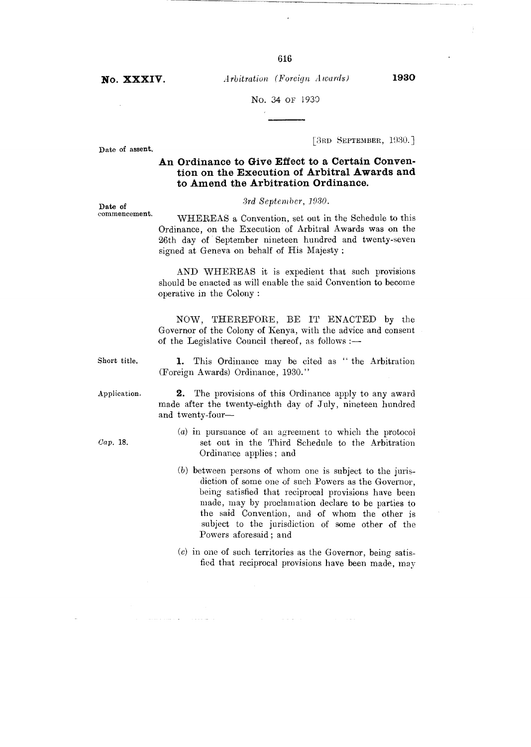**No. XXXIV.** *Arbitration (Foreign Awards)* **1930**

No. 34 of 1930

[3rd September, 1930.]

Date of assent.

## An Ordinance to Give Effect to a Certain Convention on the Execution of Arbitral Awards and to Amend the Arbitration Ordinance.

Date of commencement.

*3rd September, 1930.*

WHEREAS a Convention, set out in the Schedule to this Ordinance, on the Execution of Arbitral Awards was on the 26th day of September nineteen hundred and twenty-seven signed at Geneva on behalf of His Majesty;

AND WHEREAS it is expedient that such provisions should be enacted as will enable the said Convention to become operative in the Colony:

NOW, THEREFORE, BE IT ENACTED by the Governor of the Colony of Kenya, with the advice and consent of the Legislative Council thereof, as follows:—

Short title.

**1.** This Ordinance may be cited as "the Arbitration (Foreign Awards) Ordinance, 1930."

Application.

**2.** The provisions of this Ordinance apply to any award made after the twenty-eighth day of July, nineteen hundred and twenty-four—

*Cap.* 18.

(*a*) in pursuance of an agreement to which the protocol set out in the Third Schedule to the Arbitration Ordinance applies; and

(*b*) between persons of whom one is subject to the jurisdiction of some one of such Powers as the Governor, being satisfied that reciprocal provisions have been made, may by proclamation declare to be parties to the said Convention, and of whom the other is subject to the jurisdiction of some other of the Powers aforesaid; and

(*c*) in one of such territories as the Governor, being satisfied that reciprocal provisions have been made, may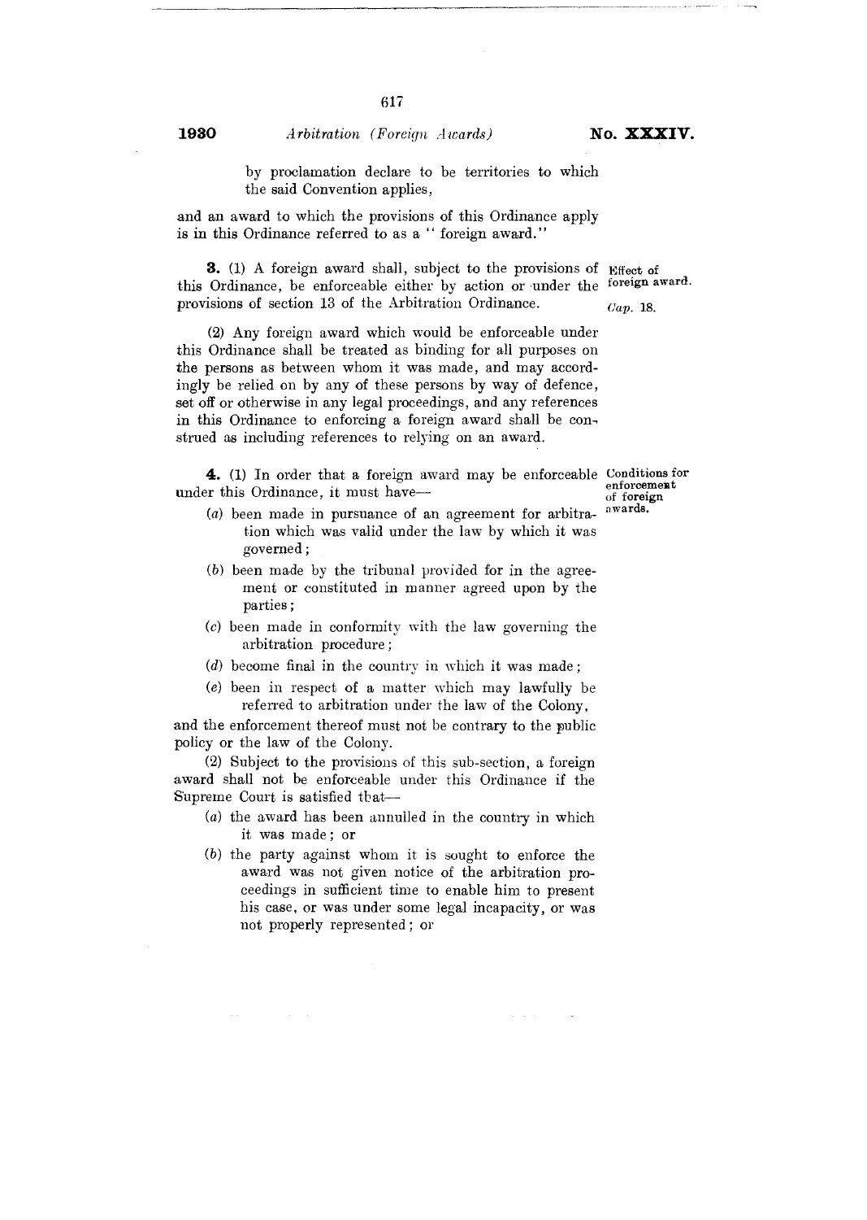by proclamation declare to be territories to which the said Convention applies,

and an award to which the provisions of this Ordinance apply is in this Ordinance referred to as a " foreign award."

Effect of foreign award. Cap. 18.

**3.** (1) A foreign award shall, subject to the provisions of this Ordinance, be enforceable either by action or under the provisions of section 13 of the Arbitration Ordinance.

(2) Any foreign award which would be enforceable under this Ordinance shall be treated as binding for all purposes on the persons as between whom it was made, and may accordingly be relied on by any of these persons by way of defence, set off or otherwise in any legal proceedings, and any references in this Ordinance to enforcing a foreign award shall be construed as including references to relying on an award.

Conditions for enforcement of foreign awards.

**4.** (1) In order that a foreign award may be enforceable under this Ordinance, it must have—

(a) been made in pursuance of an agreement for arbitration which was valid under the law by which it was governed;

(b) been made by the tribunal provided for in the agreement or constituted in manner agreed upon by the parties;

(c) been made in conformity with the law governing the arbitration procedure;

(d) become final in the country in which it was made;

(e) been in respect of a matter which may lawfully be referred to arbitration under the law of the Colony,

and the enforcement thereof must not be contrary to the public policy or the law of the Colony.

(2) Subject to the provisions of this sub-section, a foreign award shall not be enforceable under this Ordinance if the Supreme Court is satisfied that—

(a) the award has been annulled in the country in which it was made; or

(b) the party against whom it is sought to enforce the award was not given notice of the arbitration proceedings in sufficient time to enable him to present his case, or was under some legal incapacity, or was not properly represented; or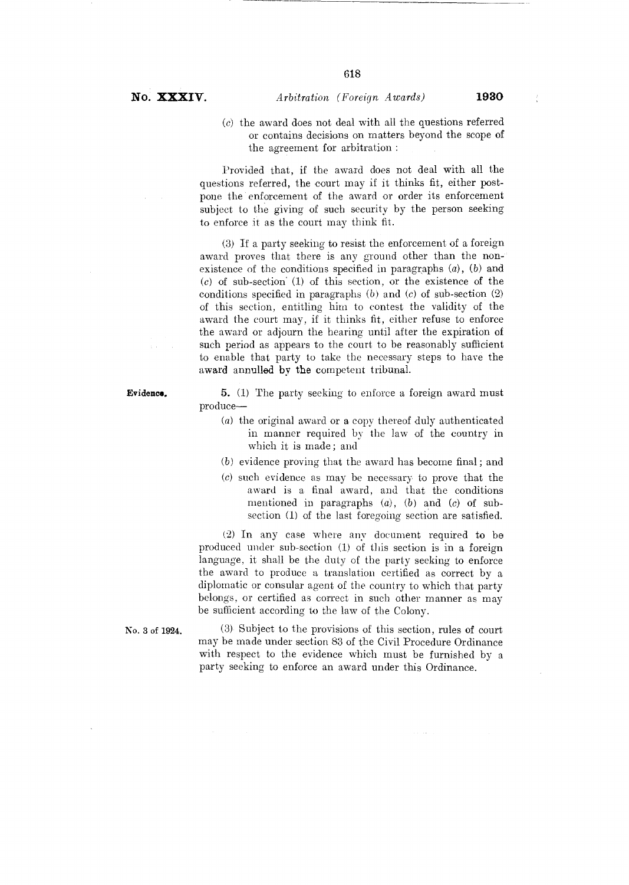(c) the award does not deal with all the questions referred or contains decisions on matters beyond the scope of the agreement for arbitration :

Provided that, if the award does not deal with all the questions referred, the court may if it thinks fit, either postpone the enforcement of the award or order its enforcement subject to the giving of such security by the person seeking to enforce it as the court may think fit.

(3) If a party seeking to resist the enforcement of a foreign award proves that there is any ground other than the non-existence of the conditions specified in paragraphs (a), (b) and (c) of sub-section (1) of this section, or the existence of the conditions specified in paragraphs (b) and (c) of sub-section (2) of this section, entitling him to contest the validity of the award the court may, if it thinks fit, either refuse to enforce the award or adjourn the hearing until after the expiration of such period as appears to the court to be reasonably sufficient to enable that party to take the necessary steps to have the award annulled by the competent tribunal.

**Evidence.**

**5.** (1) The party seeking to enforce a foreign award must produce—

- (a) the original award or a copy thereof duly authenticated in manner required by the law of the country in which it is made; and
- (b) evidence proving that the award has become final; and
- (c) such evidence as may be necessary to prove that the award is a final award, and that the conditions mentioned in paragraphs (a), (b) and (c) of sub-section (1) of the last foregoing section are satisfied.

(2) In any case where any document required to be produced under sub-section (1) of this section is in a foreign language, it shall be the duty of the party seeking to enforce the award to produce a translation certified as correct by a diplomatic or consular agent of the country to which that party belongs, or certified as correct in such other manner as may be sufficient according to the law of the Colony.

No. 3 of 1924.

(3) Subject to the provisions of this section, rules of court may be made under section 83 of the Civil Procedure Ordinance with respect to the evidence which must be furnished by a party seeking to enforce an award under this Ordinance.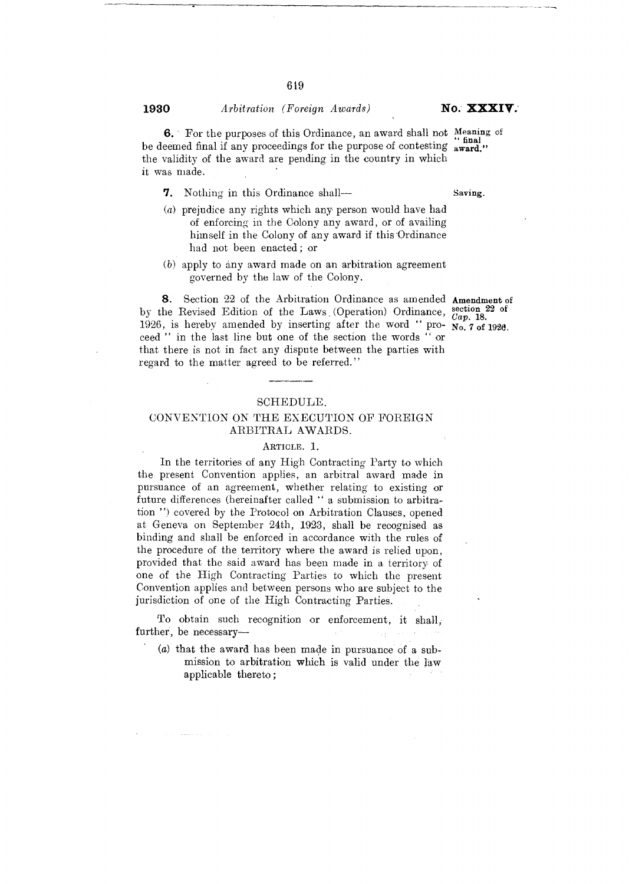**6.** For the purposes of this Ordinance, an award shall not be deemed final if any proceedings for the purpose of contesting the validity of the award are pending in the country in which it was made.

Meaning of "final award."

**7.** Nothing in this Ordinance shall—

Saving.

(a) prejudice any rights which any person would have had of enforcing in the Colony any award, or of availing himself in the Colony of any award if this Ordinance had not been enacted; or

(b) apply to any award made on an arbitration agreement governed by the law of the Colony.

**8.** Section 22 of the Arbitration Ordinance as amended by the Revised Edition of the Laws (Operation) Ordinance, 1926, is hereby amended by inserting after the word "proceed" in the last line but one of the section the words "or that there is not in fact any dispute between the parties with regard to the matter agreed to be referred."

**Amendment of section 22 of *Cap.* 18. No. 7 of 1926.**

---

## SCHEDULE.

### CONVENTION ON THE EXECUTION OF FOREIGN ARBITRAL AWARDS.

ARTICLE. 1.

In the territories of any High Contracting Party to which the present Convention applies, an arbitral award made in pursuance of an agreement, whether relating to existing or future differences (hereinafter called "a submission to arbitration") covered by the Protocol on Arbitration Clauses, opened at Geneva on September 24th, 1923, shall be recognised as binding and shall be enforced in accordance with the rules of the procedure of the territory where the award is relied upon, provided that the said award has been made in a territory of one of the High Contracting Parties to which the present Convention applies and between persons who are subject to the jurisdiction of one of the High Contracting Parties.

To obtain such recognition or enforcement, it shall, further, be necessary—

(a) that the award has been made in pursuance of a submission to arbitration which is valid under the law applicable thereto;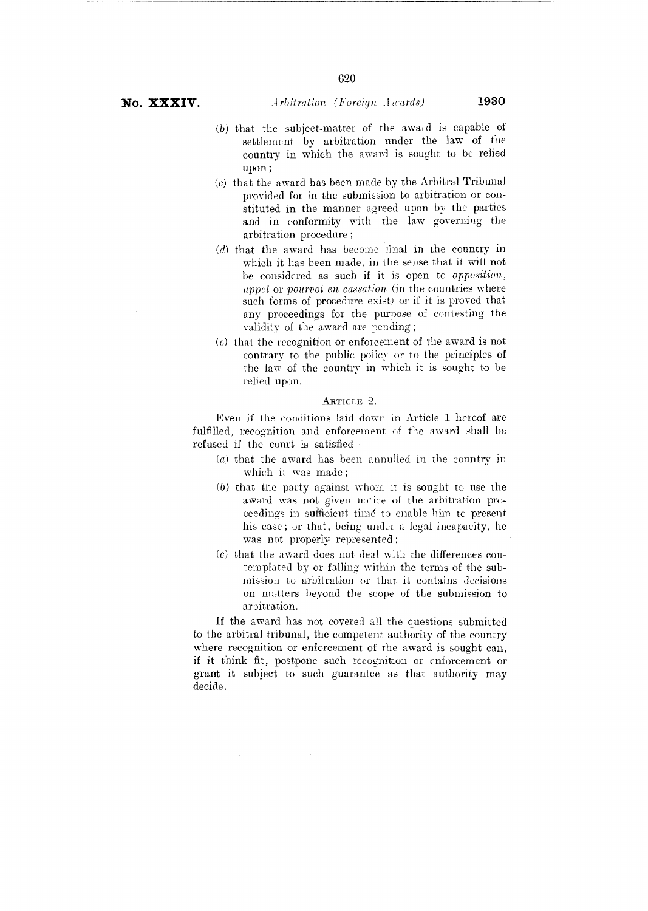(*b*) that the subject-matter of the award is capable of settlement by arbitration under the law of the country in which the award is sought to be relied upon;

(*c*) that the award has been made by the Arbitral Tribunal provided for in the submission to arbitration or constituted in the manner agreed upon by the parties and in conformity with the law governing the arbitration procedure;

(*d*) that the award has become final in the country in which it has been made, in the sense that it will not be considered as such if it is open to *opposition*, *appel* or *pourvoi en cassation* (in the countries where such forms of procedure exist) or if it is proved that any proceedings for the purpose of contesting the validity of the award are pending;

(*e*) that the recognition or enforcement of the award is not contrary to the public policy or to the principles of the law of the country in which it is sought to be relied upon.

### ARTICLE 2.

Even if the conditions laid down in Article 1 hereof are fulfilled, recognition and enforcement of the award shall be refused if the court is satisfied—

(*a*) that the award has been annulled in the country in which it was made;

(*b*) that the party against whom it is sought to use the award was not given notice of the arbitration proceedings in sufficient time to enable him to present his case; or that, being under a legal incapacity, he was not properly represented;

(*c*) that the award does not deal with the differences contemplated by or falling within the terms of the submission to arbitration or that it contains decisions on matters beyond the scope of the submission to arbitration.

If the award has not covered all the questions submitted to the arbitral tribunal, the competent authority of the country where recognition or enforcement of the award is sought can, if it think fit, postpone such recognition or enforcement or grant it subject to such guarantee as that authority may decide.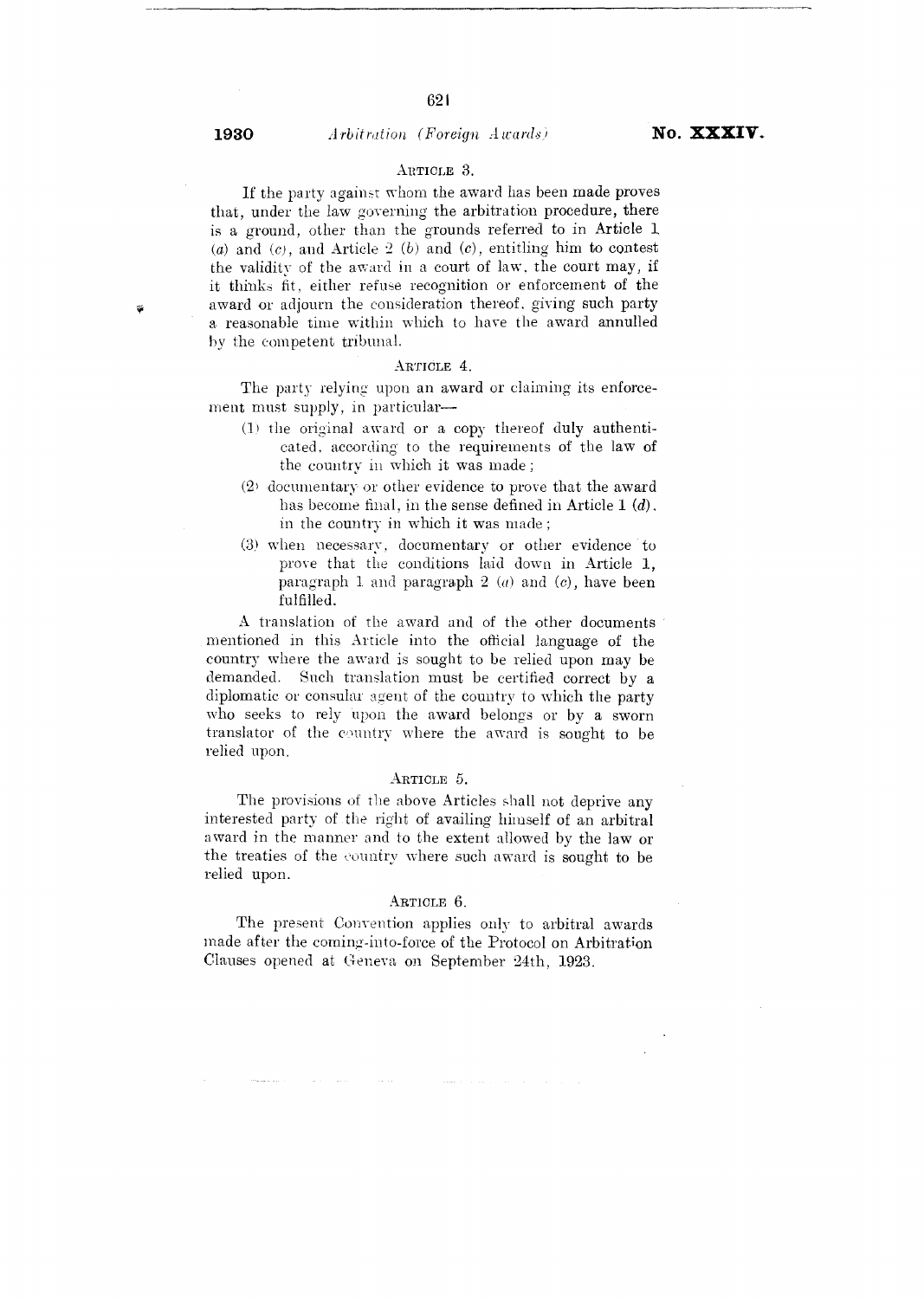### ARTICLE 3.

If the party against whom the award has been made proves that, under the law governing the arbitration procedure, there is a ground, other than the grounds referred to in Article 1 (*a*) and (*c*), and Article 2 (*b*) and (*c*), entitling him to contest the validity of the award in a court of law, the court may, if it thinks fit, either refuse recognition or enforcement of the award or adjourn the consideration thereof, giving such party a reasonable time within which to have the award annulled by the competent tribunal.

### ARTICLE 4.

The party relying upon an award or claiming its enforcement must supply, in particular—

(1) the original award or a copy thereof duly authenticated, according to the requirements of the law of the country in which it was made;

(2) documentary or other evidence to prove that the award has become final, in the sense defined in Article 1 (*d*), in the country in which it was made;

(3) when necessary, documentary or other evidence to prove that the conditions laid down in Article 1, paragraph 1 and paragraph 2 (*a*) and (*c*), have been fulfilled.

A translation of the award and of the other documents mentioned in this Article into the official language of the country where the award is sought to be relied upon may be demanded. Such translation must be certified correct by a diplomatic or consular agent of the country to which the party who seeks to rely upon the award belongs or by a sworn translator of the country where the award is sought to be relied upon.

### ARTICLE 5.

The provisions of the above Articles shall not deprive any interested party of the right of availing himself of an arbitral award in the manner and to the extent allowed by the law or the treaties of the country where such award is sought to be relied upon.

### ARTICLE 6.

The present Convention applies only to arbitral awards made after the coming-into-force of the Protocol on Arbitration Clauses opened at Geneva on September 24th, 1923.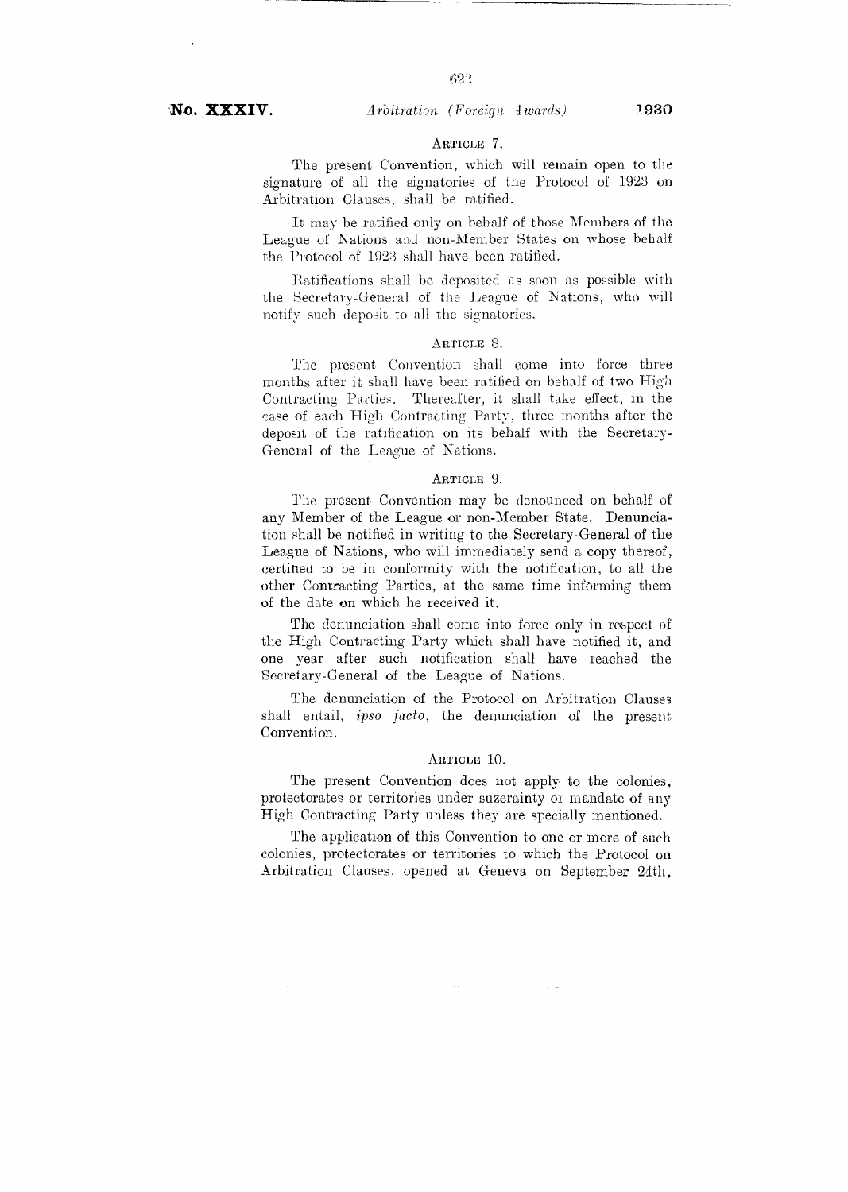## Article 7.

The present Convention, which will remain open to the signature of all the signatories of the Protocol of 1923 on Arbitration Clauses, shall be ratified.

It may be ratified only on behalf of those Members of the League of Nations and non-Member States on whose behalf the Protocol of 1923 shall have been ratified.

Ratifications shall be deposited as soon as possible with the Secretary-General of the League of Nations, who will notify such deposit to all the signatories.

## Article 8.

The present Convention shall come into force three months after it shall have been ratified on behalf of two High Contracting Parties. Thereafter, it shall take effect, in the case of each High Contracting Party, three months after the deposit of the ratification on its behalf with the Secretary-General of the League of Nations.

## Article 9.

The present Convention may be denounced on behalf of any Member of the League or non-Member State. Denunciation shall be notified in writing to the Secretary-General of the League of Nations, who will immediately send a copy thereof, certified to be in conformity with the notification, to all the other Contracting Parties, at the same time informing them of the date on which he received it.

The denunciation shall come into force only in respect of the High Contracting Party which shall have notified it, and one year after such notification shall have reached the Secretary-General of the League of Nations.

The denunciation of the Protocol on Arbitration Clauses shall entail, *ipso facto*, the denunciation of the present Convention.

## Article 10.

The present Convention does not apply to the colonies, protectorates or territories under suzerainty or mandate of any High Contracting Party unless they are specially mentioned.

The application of this Convention to one or more of such colonies, protectorates or territories to which the Protocol on Arbitration Clauses, opened at Geneva on September 24th,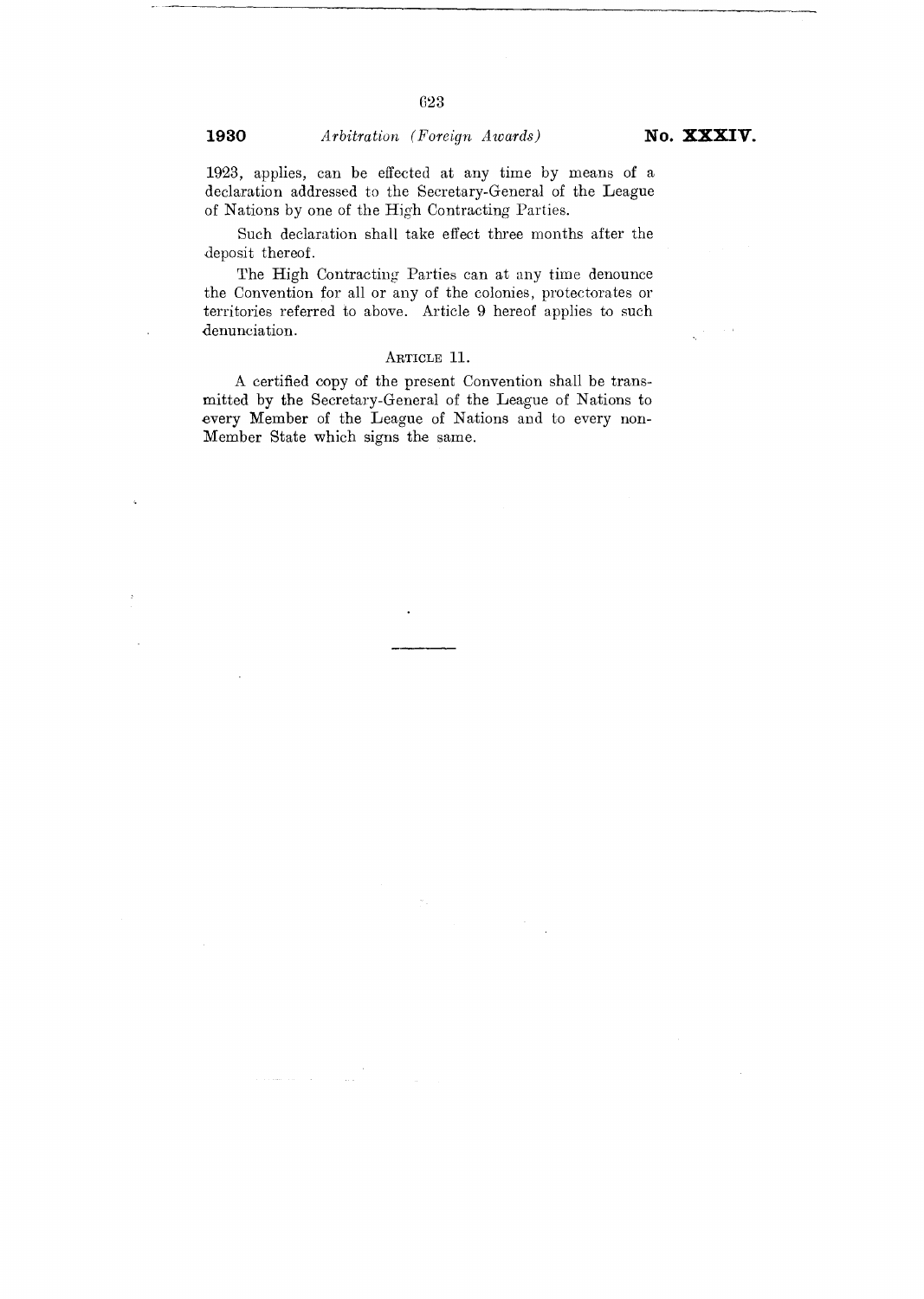1923, applies, can be effected at any time by means of a declaration addressed to the Secretary-General of the League of Nations by one of the High Contracting Parties.

Such declaration shall take effect three months after the deposit thereof.

The High Contracting Parties can at any time denounce the Convention for all or any of the colonies, protectorates or territories referred to above. Article 9 hereof applies to such denunciation.

ARTICLE 11.

A certified copy of the present Convention shall be transmitted by the Secretary-General of the League of Nations to every Member of the League of Nations and to every non-Member State which signs the same.